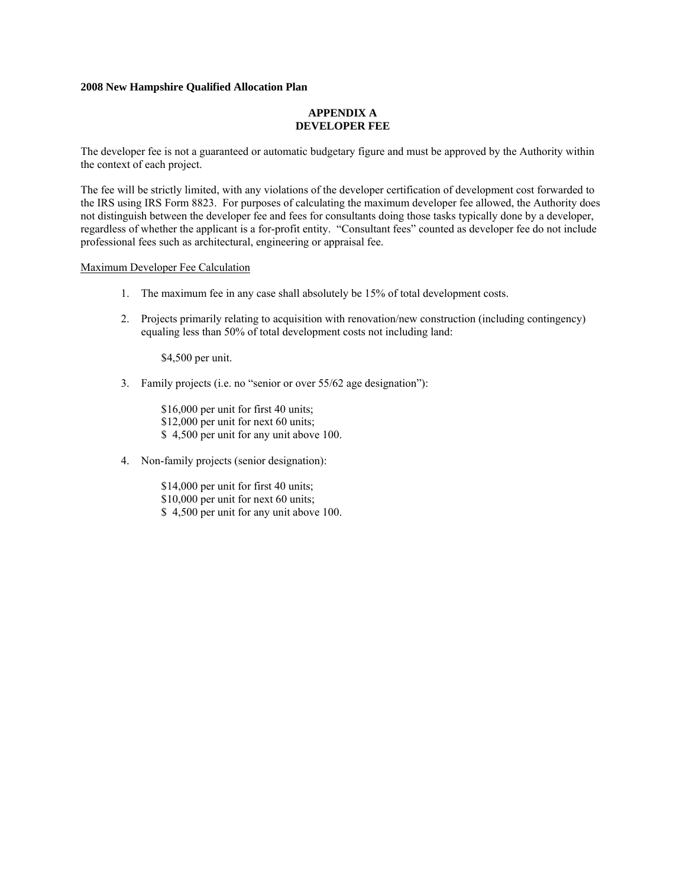**2008 New Hampshire Qualified Allocation Plan**

# APPENDIX A
# DEVELOPER FEE

The developer fee is not a guaranteed or automatic budgetary figure and must be approved by the Authority within the context of each project.

The fee will be strictly limited, with any violations of the developer certification of development cost forwarded to the IRS using IRS Form 8823. For purposes of calculating the maximum developer fee allowed, the Authority does not distinguish between the developer fee and fees for consultants doing those tasks typically done by a developer, regardless of whether the applicant is a for-profit entity. "Consultant fees" counted as developer fee do not include professional fees such as architectural, engineering or appraisal fee.

<u>Maximum Developer Fee Calculation</u>

1. The maximum fee in any case shall absolutely be 15% of total development costs.

2. Projects primarily relating to acquisition with renovation/new construction (including contingency) equaling less than 50% of total development costs not including land:

   $4,500 per unit.

3. Family projects (i.e. no "senior or over 55/62 age designation"):

   $16,000 per unit for first 40 units;
   $12,000 per unit for next 60 units;
   $ 4,500 per unit for any unit above 100.

4. Non-family projects (senior designation):

   $14,000 per unit for first 40 units;
   $10,000 per unit for next 60 units;
   $ 4,500 per unit for any unit above 100.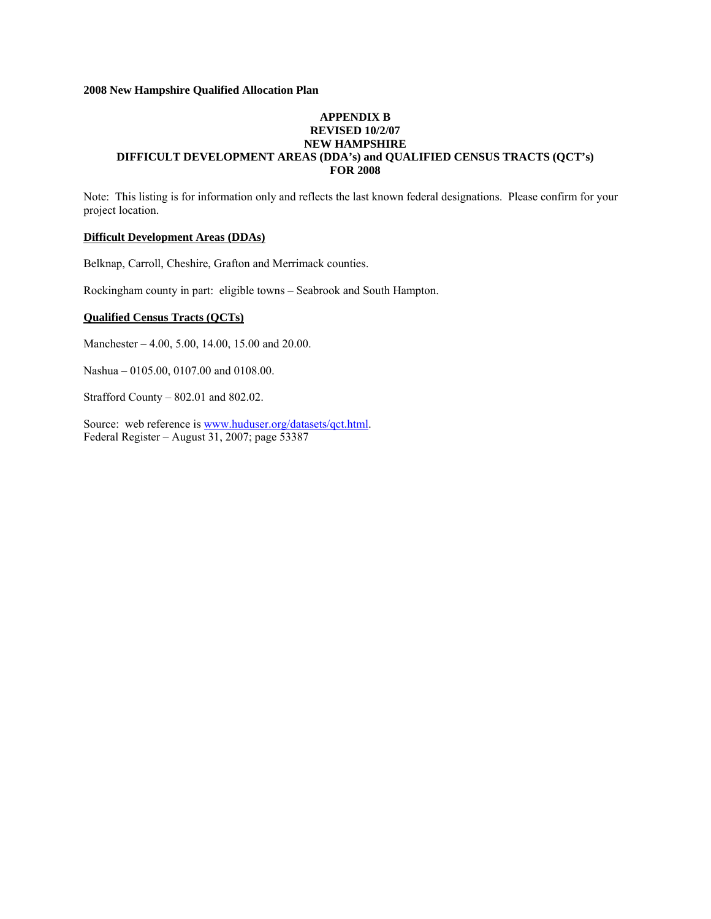**2008 New Hampshire Qualified Allocation Plan**

# APPENDIX B
## REVISED 10/2/07
## NEW HAMPSHIRE
## DIFFICULT DEVELOPMENT AREAS (DDA's) and QUALIFIED CENSUS TRACTS (QCT's) FOR 2008

Note: This listing is for information only and reflects the last known federal designations. Please confirm for your project location.

**Difficult Development Areas (DDAs)**

Belknap, Carroll, Cheshire, Grafton and Merrimack counties.

Rockingham county in part: eligible towns – Seabrook and South Hampton.

**Qualified Census Tracts (QCTs)**

Manchester – 4.00, 5.00, 14.00, 15.00 and 20.00.

Nashua – 0105.00, 0107.00 and 0108.00.

Strafford County – 802.01 and 802.02.

Source: web reference is www.huduser.org/datasets/qct.html.
Federal Register – August 31, 2007; page 53387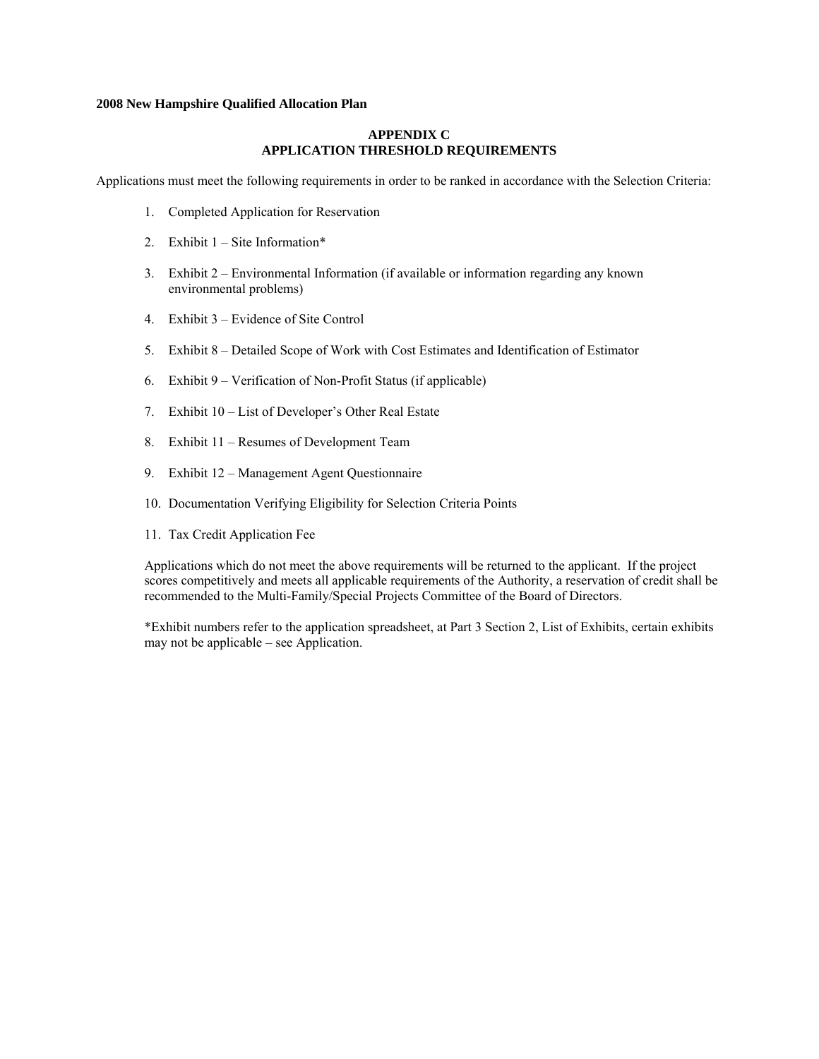**2008 New Hampshire Qualified Allocation Plan**

## APPENDIX C
## APPLICATION THRESHOLD REQUIREMENTS

Applications must meet the following requirements in order to be ranked in accordance with the Selection Criteria:

1. Completed Application for Reservation
2. Exhibit 1 – Site Information*
3. Exhibit 2 – Environmental Information (if available or information regarding any known environmental problems)
4. Exhibit 3 – Evidence of Site Control
5. Exhibit 8 – Detailed Scope of Work with Cost Estimates and Identification of Estimator
6. Exhibit 9 – Verification of Non-Profit Status (if applicable)
7. Exhibit 10 – List of Developer's Other Real Estate
8. Exhibit 11 – Resumes of Development Team
9. Exhibit 12 – Management Agent Questionnaire
10. Documentation Verifying Eligibility for Selection Criteria Points
11. Tax Credit Application Fee

Applications which do not meet the above requirements will be returned to the applicant. If the project scores competitively and meets all applicable requirements of the Authority, a reservation of credit shall be recommended to the Multi-Family/Special Projects Committee of the Board of Directors.

*Exhibit numbers refer to the application spreadsheet, at Part 3 Section 2, List of Exhibits, certain exhibits may not be applicable – see Application.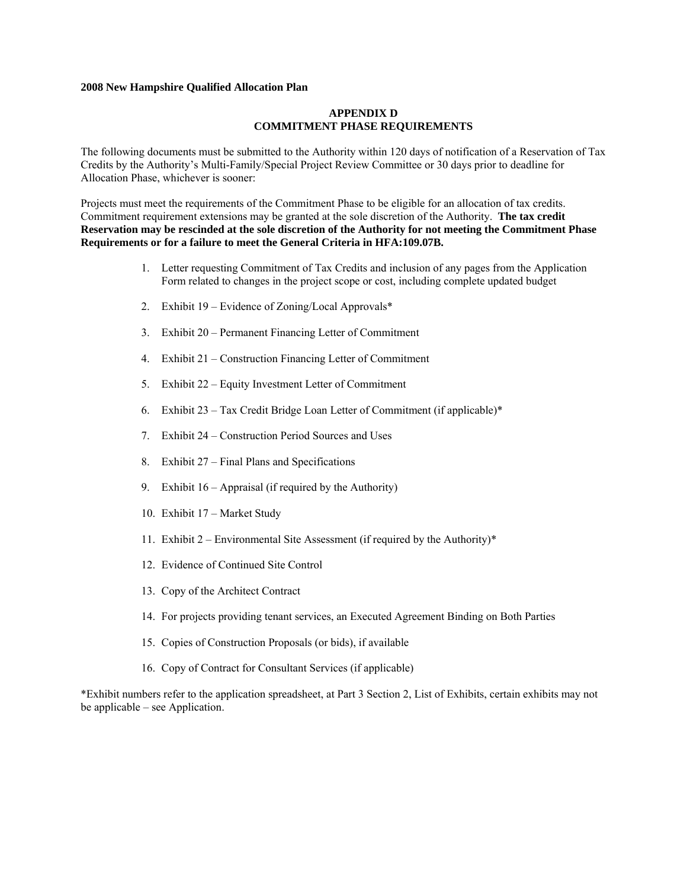**2008 New Hampshire Qualified Allocation Plan**

## APPENDIX D
## COMMITMENT PHASE REQUIREMENTS

The following documents must be submitted to the Authority within 120 days of notification of a Reservation of Tax Credits by the Authority's Multi-Family/Special Project Review Committee or 30 days prior to deadline for Allocation Phase, whichever is sooner:

Projects must meet the requirements of the Commitment Phase to be eligible for an allocation of tax credits. Commitment requirement extensions may be granted at the sole discretion of the Authority. **The tax credit Reservation may be rescinded at the sole discretion of the Authority for not meeting the Commitment Phase Requirements or for a failure to meet the General Criteria in HFA:109.07B.**

1. Letter requesting Commitment of Tax Credits and inclusion of any pages from the Application Form related to changes in the project scope or cost, including complete updated budget
2. Exhibit 19 – Evidence of Zoning/Local Approvals*
3. Exhibit 20 – Permanent Financing Letter of Commitment
4. Exhibit 21 – Construction Financing Letter of Commitment
5. Exhibit 22 – Equity Investment Letter of Commitment
6. Exhibit 23 – Tax Credit Bridge Loan Letter of Commitment (if applicable)*
7. Exhibit 24 – Construction Period Sources and Uses
8. Exhibit 27 – Final Plans and Specifications
9. Exhibit 16 – Appraisal (if required by the Authority)
10. Exhibit 17 – Market Study
11. Exhibit 2 – Environmental Site Assessment (if required by the Authority)*
12. Evidence of Continued Site Control
13. Copy of the Architect Contract
14. For projects providing tenant services, an Executed Agreement Binding on Both Parties
15. Copies of Construction Proposals (or bids), if available
16. Copy of Contract for Consultant Services (if applicable)

*Exhibit numbers refer to the application spreadsheet, at Part 3 Section 2, List of Exhibits, certain exhibits may not be applicable – see Application.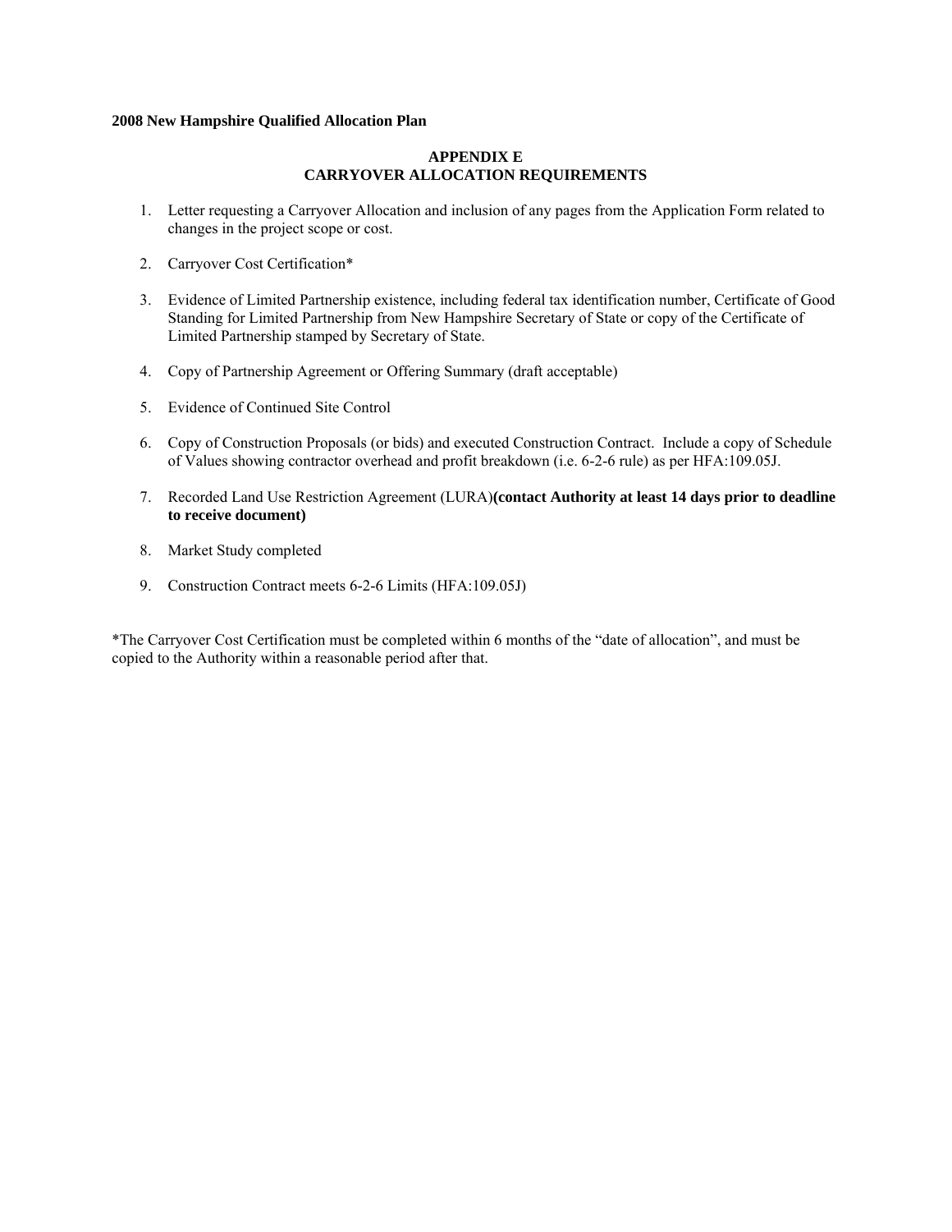**2008 New Hampshire Qualified Allocation Plan**

## APPENDIX E
## CARRYOVER ALLOCATION REQUIREMENTS

1. Letter requesting a Carryover Allocation and inclusion of any pages from the Application Form related to changes in the project scope or cost.

2. Carryover Cost Certification*

3. Evidence of Limited Partnership existence, including federal tax identification number, Certificate of Good Standing for Limited Partnership from New Hampshire Secretary of State or copy of the Certificate of Limited Partnership stamped by Secretary of State.

4. Copy of Partnership Agreement or Offering Summary (draft acceptable)

5. Evidence of Continued Site Control

6. Copy of Construction Proposals (or bids) and executed Construction Contract. Include a copy of Schedule of Values showing contractor overhead and profit breakdown (i.e. 6-2-6 rule) as per HFA:109.05J.

7. Recorded Land Use Restriction Agreement (LURA) **(contact Authority at least 14 days prior to deadline to receive document)**

8. Market Study completed

9. Construction Contract meets 6-2-6 Limits (HFA:109.05J)

*The Carryover Cost Certification must be completed within 6 months of the "date of allocation", and must be copied to the Authority within a reasonable period after that.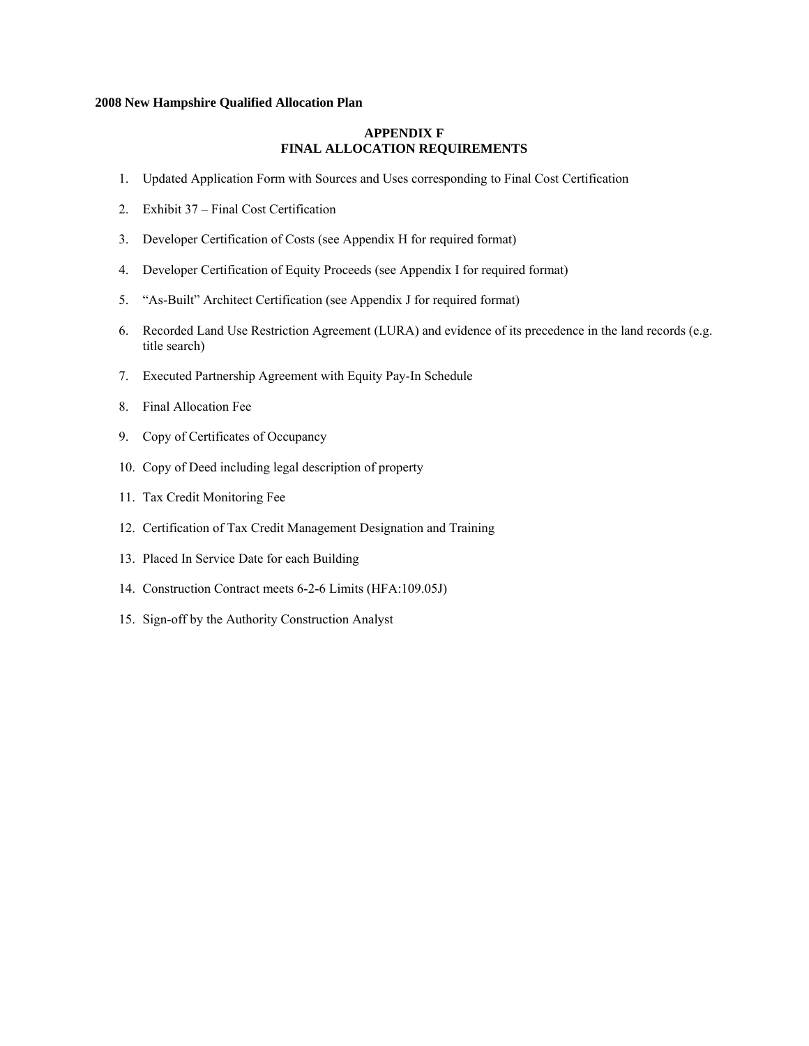**2008 New Hampshire Qualified Allocation Plan**

## APPENDIX F
## FINAL ALLOCATION REQUIREMENTS

1. Updated Application Form with Sources and Uses corresponding to Final Cost Certification
2. Exhibit 37 – Final Cost Certification
3. Developer Certification of Costs (see Appendix H for required format)
4. Developer Certification of Equity Proceeds (see Appendix I for required format)
5. "As-Built" Architect Certification (see Appendix J for required format)
6. Recorded Land Use Restriction Agreement (LURA) and evidence of its precedence in the land records (e.g. title search)
7. Executed Partnership Agreement with Equity Pay-In Schedule
8. Final Allocation Fee
9. Copy of Certificates of Occupancy
10. Copy of Deed including legal description of property
11. Tax Credit Monitoring Fee
12. Certification of Tax Credit Management Designation and Training
13. Placed In Service Date for each Building
14. Construction Contract meets 6-2-6 Limits (HFA:109.05J)
15. Sign-off by the Authority Construction Analyst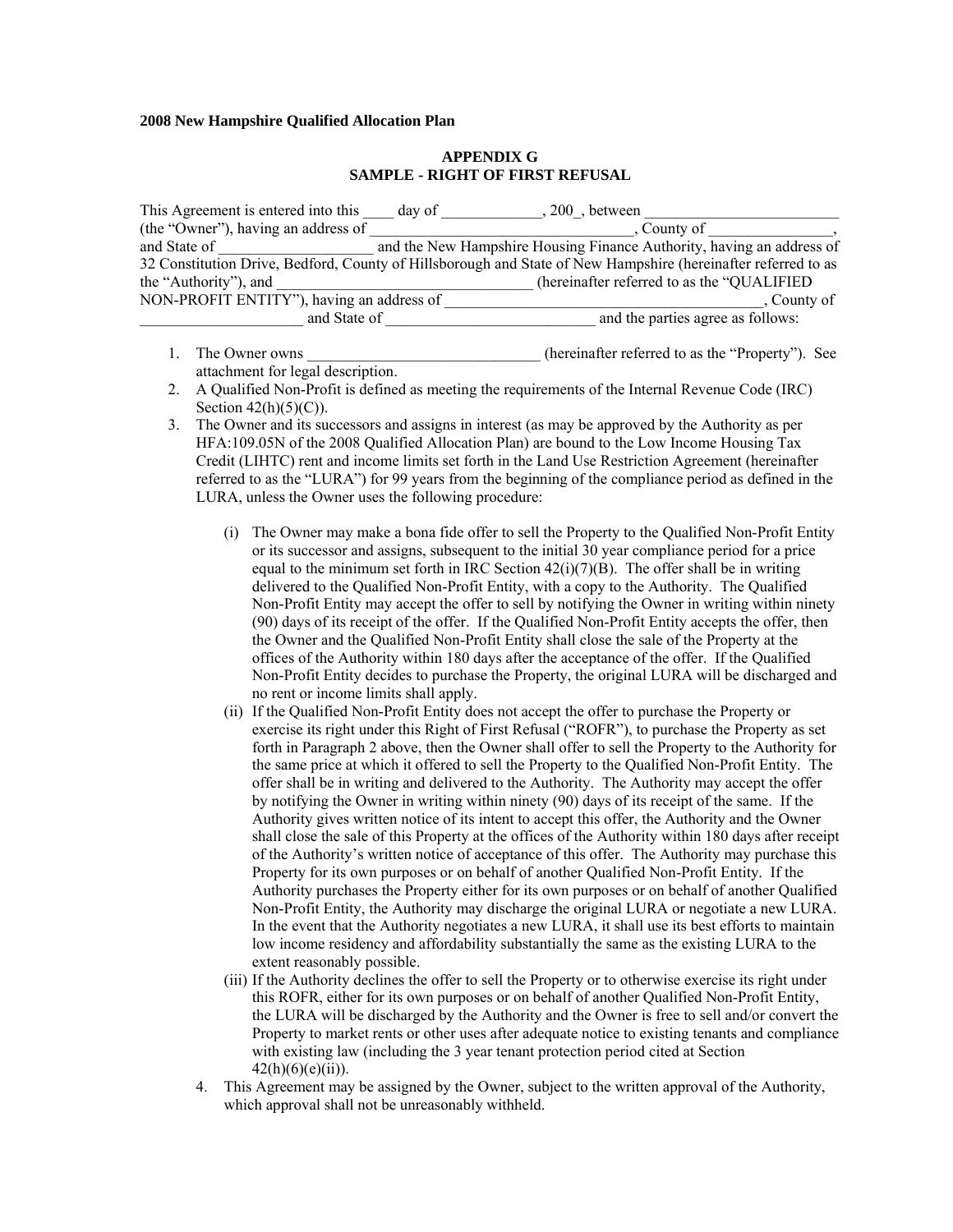**2008 New Hampshire Qualified Allocation Plan**

**APPENDIX G**
**SAMPLE - RIGHT OF FIRST REFUSAL**

This Agreement is entered into this ____ day of _____________, 200_, between _________________________ (the "Owner"), having an address of _________________________________, County of ________________, and State of ____________________ and the New Hampshire Housing Finance Authority, having an address of 32 Constitution Drive, Bedford, County of Hillsborough and State of New Hampshire (hereinafter referred to as the "Authority"), and _________________________________ (hereinafter referred to as the "QUALIFIED NON-PROFIT ENTITY"), having an address of ________________________________________, County of _____________________ and State of ___________________________ and the parties agree as follows:

1. The Owner owns ______________________________ (hereinafter referred to as the "Property"). See attachment for legal description.
2. A Qualified Non-Profit is defined as meeting the requirements of the Internal Revenue Code (IRC) Section 42(h)(5)(C)).
3. The Owner and its successors and assigns in interest (as may be approved by the Authority as per HFA:109.05N of the 2008 Qualified Allocation Plan) are bound to the Low Income Housing Tax Credit (LIHTC) rent and income limits set forth in the Land Use Restriction Agreement (hereinafter referred to as the "LURA") for 99 years from the beginning of the compliance period as defined in the LURA, unless the Owner uses the following procedure:

   (i) The Owner may make a bona fide offer to sell the Property to the Qualified Non-Profit Entity or its successor and assigns, subsequent to the initial 30 year compliance period for a price equal to the minimum set forth in IRC Section 42(i)(7)(B). The offer shall be in writing delivered to the Qualified Non-Profit Entity, with a copy to the Authority. The Qualified Non-Profit Entity may accept the offer to sell by notifying the Owner in writing within ninety (90) days of its receipt of the offer. If the Qualified Non-Profit Entity accepts the offer, then the Owner and the Qualified Non-Profit Entity shall close the sale of the Property at the offices of the Authority within 180 days after the acceptance of the offer. If the Qualified Non-Profit Entity decides to purchase the Property, the original LURA will be discharged and no rent or income limits shall apply.

   (ii) If the Qualified Non-Profit Entity does not accept the offer to purchase the Property or exercise its right under this Right of First Refusal ("ROFR"), to purchase the Property as set forth in Paragraph 2 above, then the Owner shall offer to sell the Property to the Authority for the same price at which it offered to sell the Property to the Qualified Non-Profit Entity. The offer shall be in writing and delivered to the Authority. The Authority may accept the offer by notifying the Owner in writing within ninety (90) days of its receipt of the same. If the Authority gives written notice of its intent to accept this offer, the Authority and the Owner shall close the sale of this Property at the offices of the Authority within 180 days after receipt of the Authority's written notice of acceptance of this offer. The Authority may purchase this Property for its own purposes or on behalf of another Qualified Non-Profit Entity. If the Authority purchases the Property either for its own purposes or on behalf of another Qualified Non-Profit Entity, the Authority may discharge the original LURA or negotiate a new LURA. In the event that the Authority negotiates a new LURA, it shall use its best efforts to maintain low income residency and affordability substantially the same as the existing LURA to the extent reasonably possible.

   (iii) If the Authority declines the offer to sell the Property or to otherwise exercise its right under this ROFR, either for its own purposes or on behalf of another Qualified Non-Profit Entity, the LURA will be discharged by the Authority and the Owner is free to sell and/or convert the Property to market rents or other uses after adequate notice to existing tenants and compliance with existing law (including the 3 year tenant protection period cited at Section 42(h)(6)(e)(ii)).

4. This Agreement may be assigned by the Owner, subject to the written approval of the Authority, which approval shall not be unreasonably withheld.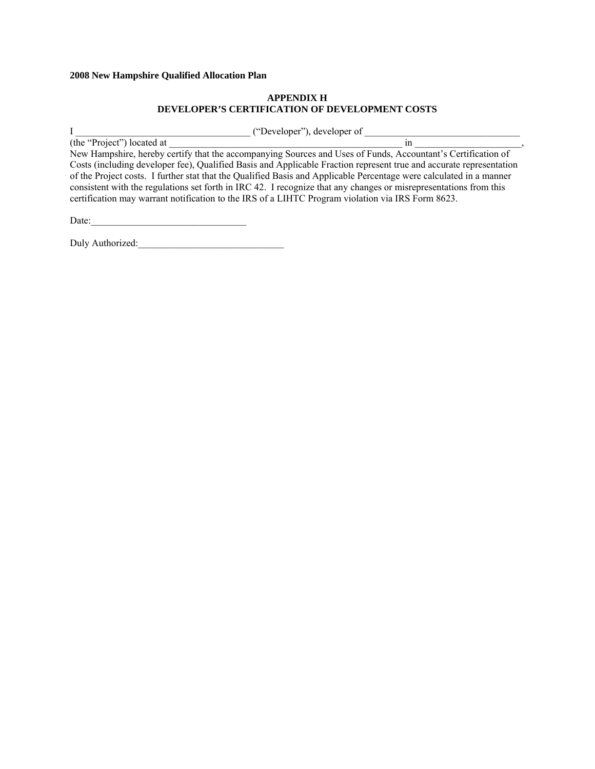**2008 New Hampshire Qualified Allocation Plan**

**APPENDIX H**
**DEVELOPER'S CERTIFICATION OF DEVELOPMENT COSTS**

I ___________________________________ ("Developer"), developer of ________________________________ (the "Project") located at __________________________________________________ in _____________________, New Hampshire, hereby certify that the accompanying Sources and Uses of Funds, Accountant's Certification of Costs (including developer fee), Qualified Basis and Applicable Fraction represent true and accurate representation of the Project costs. I further stat that the Qualified Basis and Applicable Percentage were calculated in a manner consistent with the regulations set forth in IRC 42. I recognize that any changes or misrepresentations from this certification may warrant notification to the IRS of a LIHTC Program violation via IRS Form 8623.

Date:________________________________

Duly Authorized:______________________________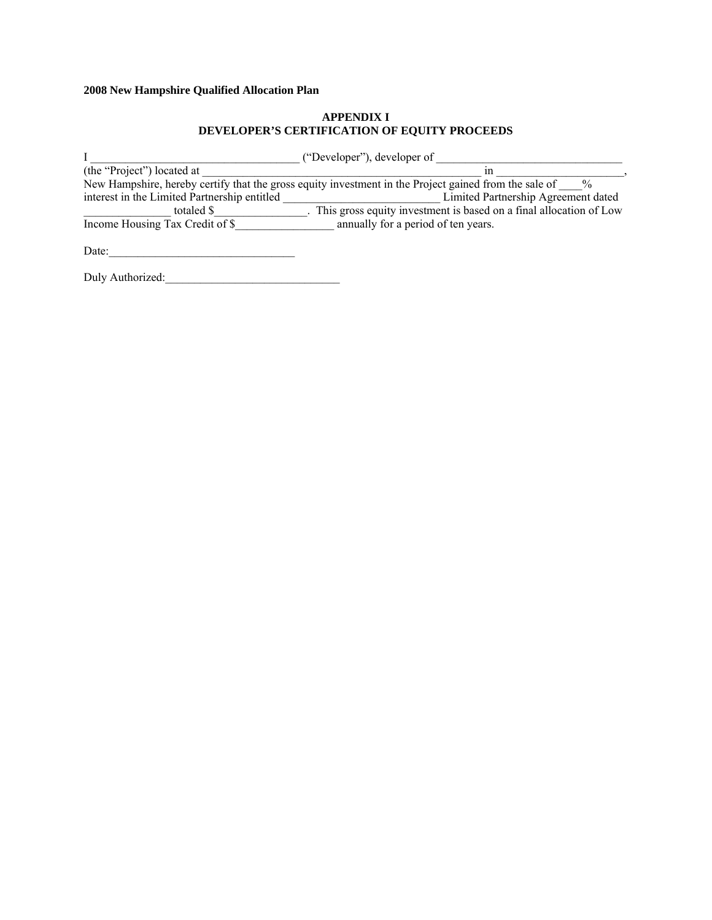**2008 New Hampshire Qualified Allocation Plan**

**APPENDIX I**
**DEVELOPER'S CERTIFICATION OF EQUITY PROCEEDS**

I ___________________________________ ("Developer"), developer of ________________________________ (the "Project") located at ______________________________________________ in _____________________, New Hampshire, hereby certify that the gross equity investment in the Project gained from the sale of ____% interest in the Limited Partnership entitled ___________________________ Limited Partnership Agreement dated _______________ totaled $________________. This gross equity investment is based on a final allocation of Low Income Housing Tax Credit of $_________________ annually for a period of ten years.

Date:________________________________

Duly Authorized:______________________________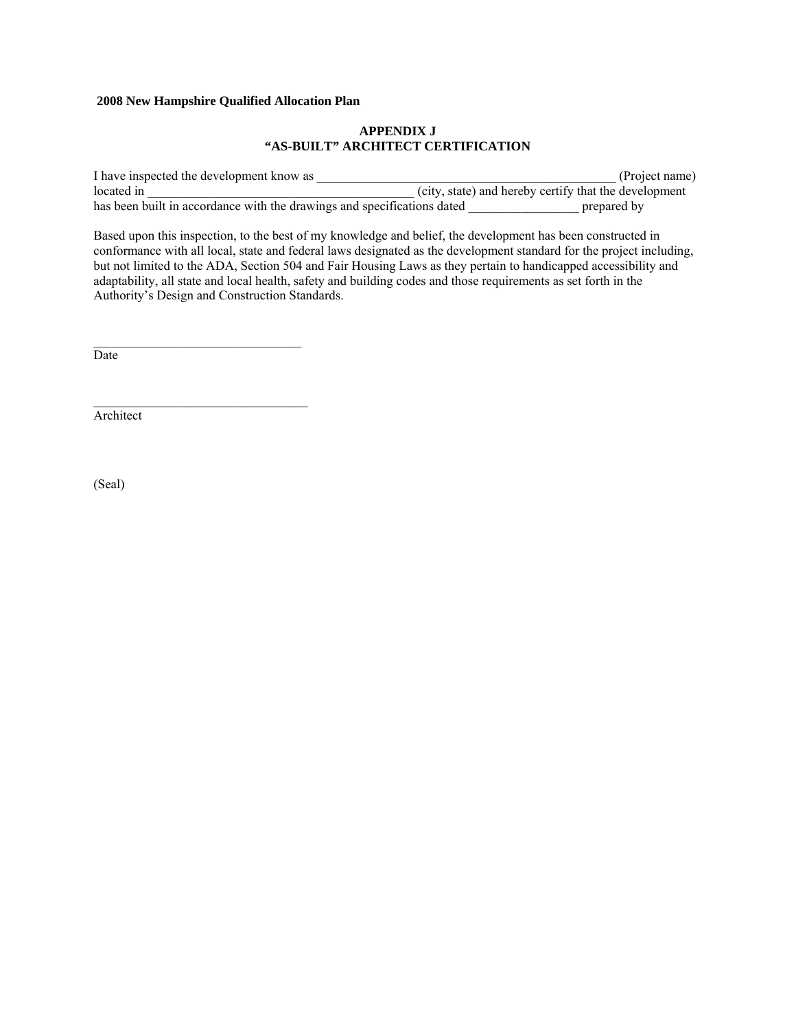**2008 New Hampshire Qualified Allocation Plan**

## APPENDIX J
## "AS-BUILT" ARCHITECT CERTIFICATION

I have inspected the development know as ________________________________________________ (Project name) located in __________________________________________ (city, state) and hereby certify that the development has been built in accordance with the drawings and specifications dated _________________ prepared by

Based upon this inspection, to the best of my knowledge and belief, the development has been constructed in conformance with all local, state and federal laws designated as the development standard for the project including, but not limited to the ADA, Section 504 and Fair Housing Laws as they pertain to handicapped accessibility and adaptability, all state and local health, safety and building codes and those requirements as set forth in the Authority's Design and Construction Standards.

_________________________________
Date

__________________________________
Architect

(Seal)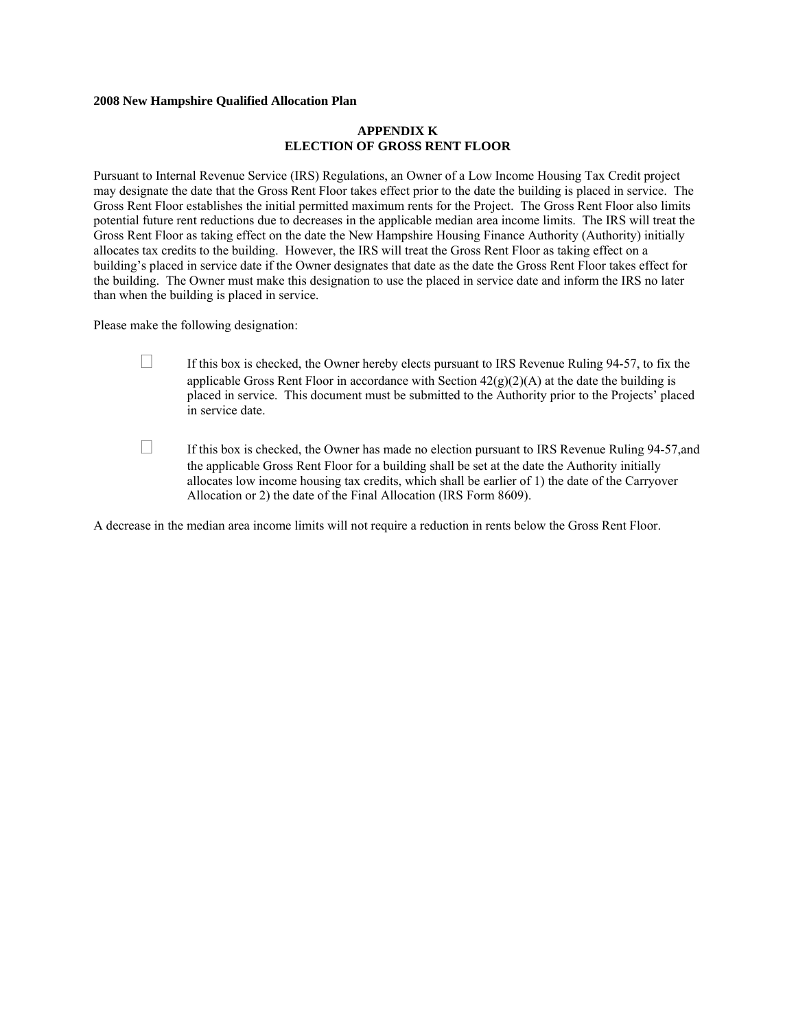**2008 New Hampshire Qualified Allocation Plan**

## APPENDIX K
## ELECTION OF GROSS RENT FLOOR

Pursuant to Internal Revenue Service (IRS) Regulations, an Owner of a Low Income Housing Tax Credit project may designate the date that the Gross Rent Floor takes effect prior to the date the building is placed in service. The Gross Rent Floor establishes the initial permitted maximum rents for the Project. The Gross Rent Floor also limits potential future rent reductions due to decreases in the applicable median area income limits. The IRS will treat the Gross Rent Floor as taking effect on the date the New Hampshire Housing Finance Authority (Authority) initially allocates tax credits to the building. However, the IRS will treat the Gross Rent Floor as taking effect on a building's placed in service date if the Owner designates that date as the date the Gross Rent Floor takes effect for the building. The Owner must make this designation to use the placed in service date and inform the IRS no later than when the building is placed in service.

Please make the following designation:

- ☐ If this box is checked, the Owner hereby elects pursuant to IRS Revenue Ruling 94-57, to fix the applicable Gross Rent Floor in accordance with Section 42(g)(2)(A) at the date the building is placed in service. This document must be submitted to the Authority prior to the Projects' placed in service date.

- ☐ If this box is checked, the Owner has made no election pursuant to IRS Revenue Ruling 94-57,and the applicable Gross Rent Floor for a building shall be set at the date the Authority initially allocates low income housing tax credits, which shall be earlier of 1) the date of the Carryover Allocation or 2) the date of the Final Allocation (IRS Form 8609).

A decrease in the median area income limits will not require a reduction in rents below the Gross Rent Floor.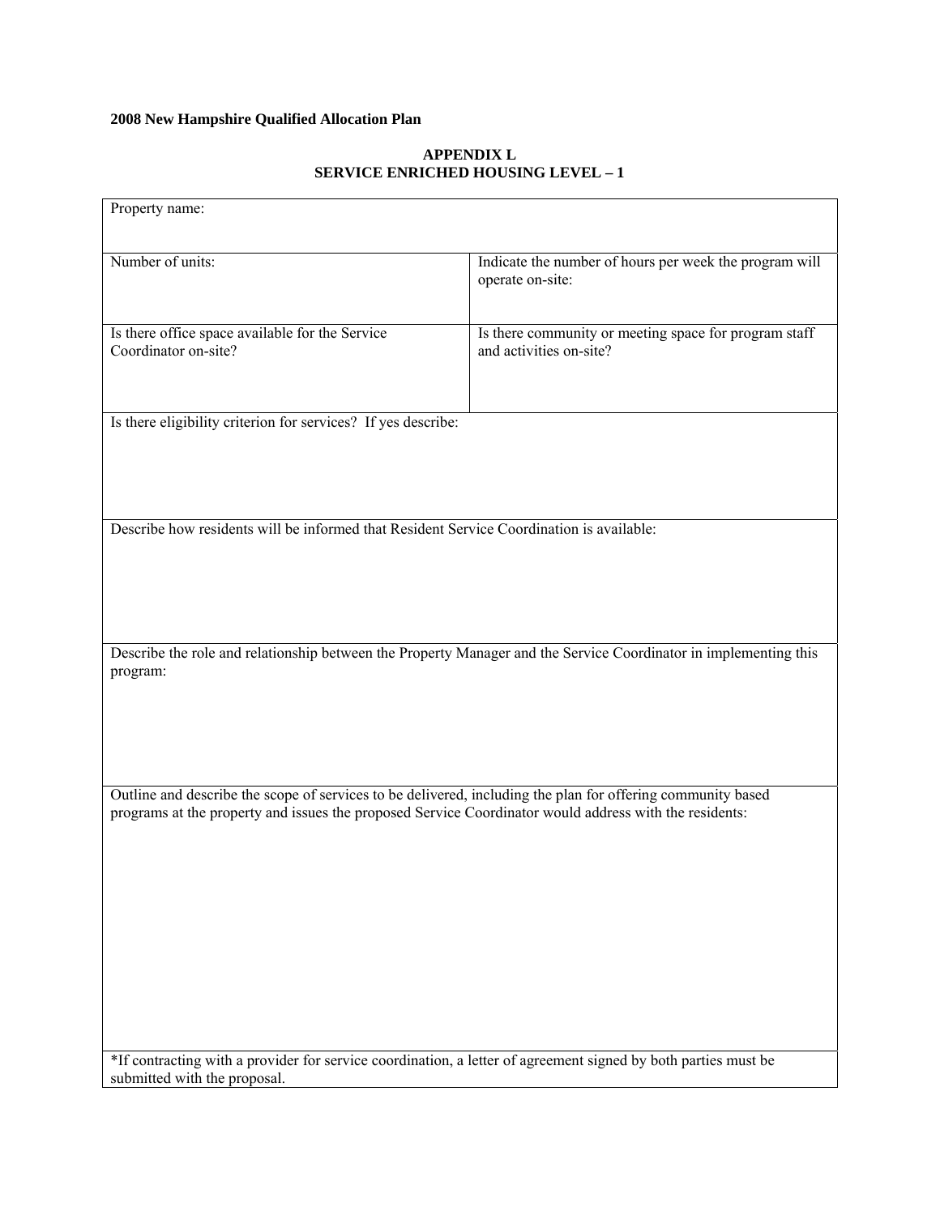**2008 New Hampshire Qualified Allocation Plan**

## APPENDIX L
## SERVICE ENRICHED HOUSING LEVEL – 1

| Property name: | |
|---|---|
| Number of units: | Indicate the number of hours per week the program will operate on-site: |
| Is there office space available for the Service Coordinator on-site? | Is there community or meeting space for program staff and activities on-site? |
| Is there eligibility criterion for services? If yes describe: | |
| Describe how residents will be informed that Resident Service Coordination is available: | |
| Describe the role and relationship between the Property Manager and the Service Coordinator in implementing this program: | |
| Outline and describe the scope of services to be delivered, including the plan for offering community based programs at the property and issues the proposed Service Coordinator would address with the residents: | |
| *If contracting with a provider for service coordination, a letter of agreement signed by both parties must be submitted with the proposal. | |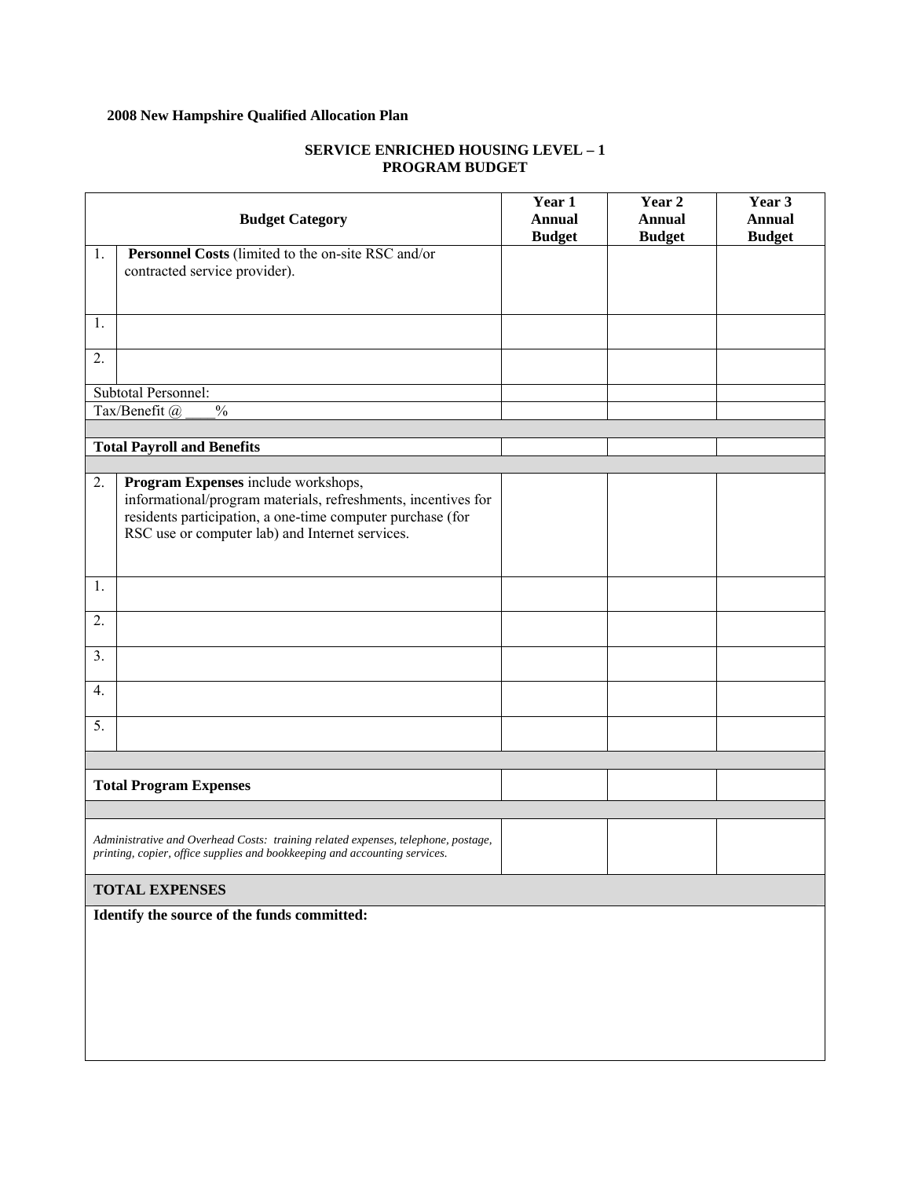**2008 New Hampshire Qualified Allocation Plan**

**SERVICE ENRICHED HOUSING LEVEL – 1**
**PROGRAM BUDGET**

| | **Budget Category** | **Year 1 Annual Budget** | **Year 2 Annual Budget** | **Year 3 Annual Budget** |
|---|---|---|---|---|
| 1. | **Personnel Costs** (limited to the on-site RSC and/or contracted service provider). | | | |
| 1. | | | | |
| 2. | | | | |
| Subtotal Personnel: | | | | |
| Tax/Benefit @ ____% | | | | |
| | | | | |
| **Total Payroll and Benefits** | | | | |
| | | | | |
| 2. | **Program Expenses** include workshops, informational/program materials, refreshments, incentives for residents participation, a one-time computer purchase (for RSC use or computer lab) and Internet services. | | | |
| 1. | | | | |
| 2. | | | | |
| 3. | | | | |
| 4. | | | | |
| 5. | | | | |
| | | | | |
| **Total Program Expenses** | | | | |
| | | | | |
| *Administrative and Overhead Costs: training related expenses, telephone, postage, printing, copier, office supplies and bookkeeping and accounting services.* | | | | |
| **TOTAL EXPENSES** | | | | |
| **Identify the source of the funds committed:** | | | | |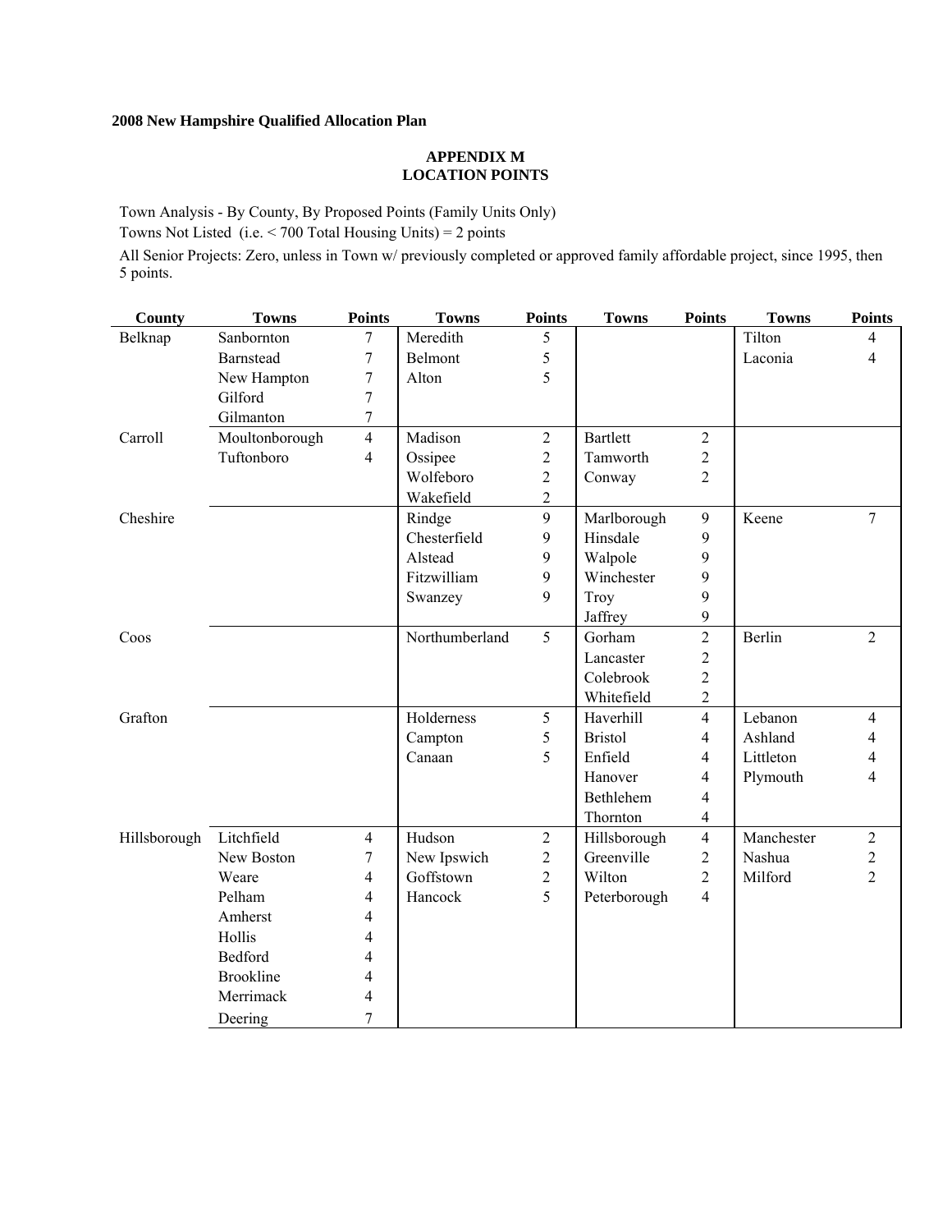**2008 New Hampshire Qualified Allocation Plan**

## APPENDIX M
## LOCATION POINTS

Town Analysis - By County, By Proposed Points (Family Units Only)

Towns Not Listed (i.e. < 700 Total Housing Units) = 2 points

All Senior Projects: Zero, unless in Town w/ previously completed or approved family affordable project, since 1995, then 5 points.

| County | Towns | Points | Towns | Points | Towns | Points | Towns | Points |
|---|---|---|---|---|---|---|---|---|
| Belknap | Sanbornton | 7 | Meredith | 5 | | | Tilton | 4 |
| | Barnstead | 7 | Belmont | 5 | | | Laconia | 4 |
| | New Hampton | 7 | Alton | 5 | | | | |
| | Gilford | 7 | | | | | | |
| | Gilmanton | 7 | | | | | | |
| Carroll | Moultonborough | 4 | Madison | 2 | Bartlett | 2 | | |
| | Tuftonboro | 4 | Ossipee | 2 | Tamworth | 2 | | |
| | | | Wolfeboro | 2 | Conway | 2 | | |
| | | | Wakefield | 2 | | | | |
| Cheshire | | | Rindge | 9 | Marlborough | 9 | Keene | 7 |
| | | | Chesterfield | 9 | Hinsdale | 9 | | |
| | | | Alstead | 9 | Walpole | 9 | | |
| | | | Fitzwilliam | 9 | Winchester | 9 | | |
| | | | Swanzey | 9 | Troy | 9 | | |
| | | | | | Jaffrey | 9 | | |
| Coos | | | Northumberland | 5 | Gorham | 2 | Berlin | 2 |
| | | | | | Lancaster | 2 | | |
| | | | | | Colebrook | 2 | | |
| | | | | | Whitefield | 2 | | |
| Grafton | | | Holderness | 5 | Haverhill | 4 | Lebanon | 4 |
| | | | Campton | 5 | Bristol | 4 | Ashland | 4 |
| | | | Canaan | 5 | Enfield | 4 | Littleton | 4 |
| | | | | | Hanover | 4 | Plymouth | 4 |
| | | | | | Bethlehem | 4 | | |
| | | | | | Thornton | 4 | | |
| Hillsborough | Litchfield | 4 | Hudson | 2 | Hillsborough | 4 | Manchester | 2 |
| | New Boston | 7 | New Ipswich | 2 | Greenville | 2 | Nashua | 2 |
| | Weare | 4 | Goffstown | 2 | Wilton | 2 | Milford | 2 |
| | Pelham | 4 | Hancock | 5 | Peterborough | 4 | | |
| | Amherst | 4 | | | | | | |
| | Hollis | 4 | | | | | | |
| | Bedford | 4 | | | | | | |
| | Brookline | 4 | | | | | | |
| | Merrimack | 4 | | | | | | |
| | Deering | 7 | | | | | | |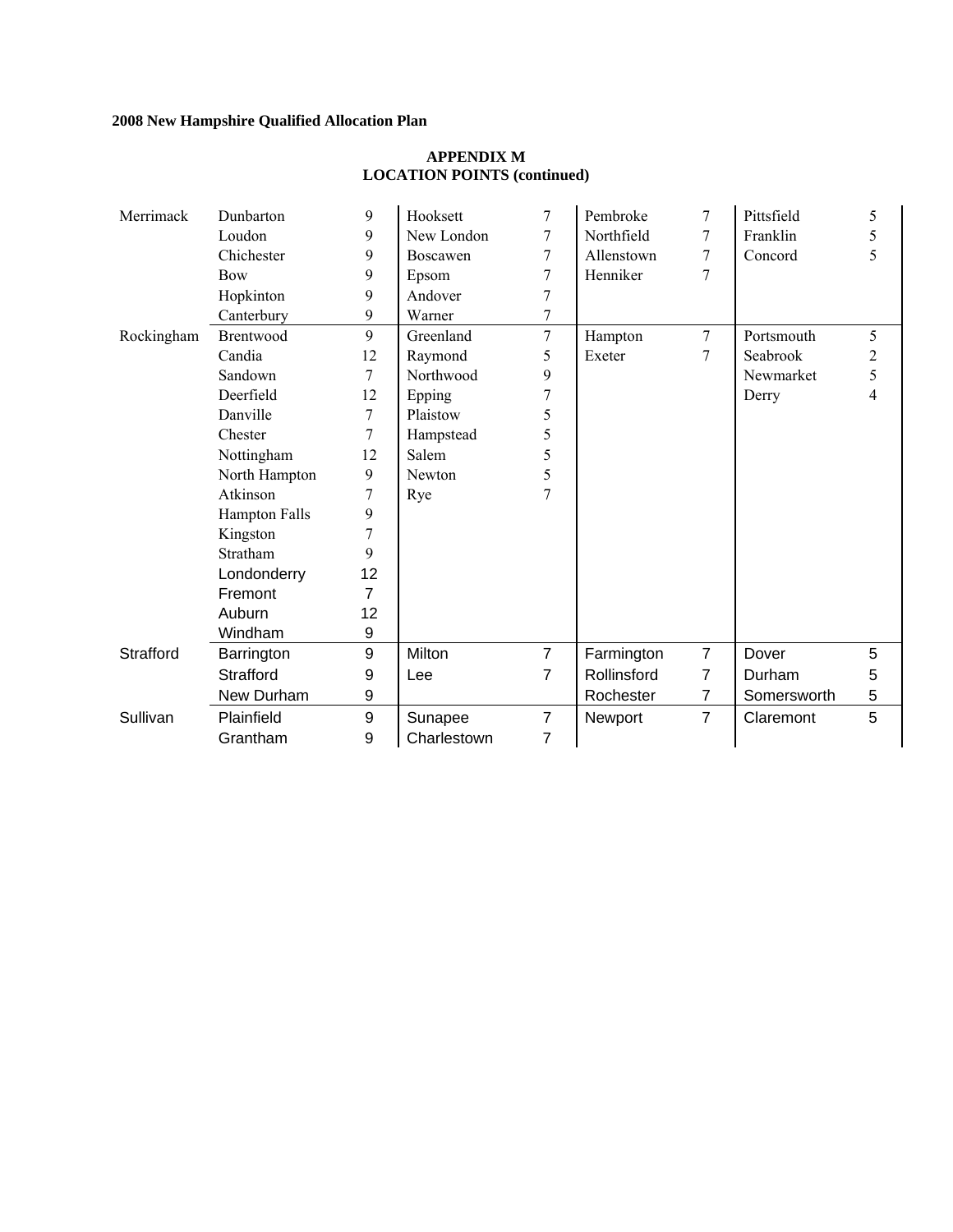**2008 New Hampshire Qualified Allocation Plan**

## APPENDIX M
## LOCATION POINTS (continued)

| County | Town | Points | Town | Points | Town | Points | Town | Points |
|---|---|---|---|---|---|---|---|---|
| Merrimack | Dunbarton | 9 | Hooksett | 7 | Pembroke | 7 | Pittsfield | 5 |
| | Loudon | 9 | New London | 7 | Northfield | 7 | Franklin | 5 |
| | Chichester | 9 | Boscawen | 7 | Allenstown | 7 | Concord | 5 |
| | Bow | 9 | Epsom | 7 | Henniker | 7 | | |
| | Hopkinton | 9 | Andover | 7 | | | | |
| | Canterbury | 9 | Warner | 7 | | | | |
| Rockingham | Brentwood | 9 | Greenland | 7 | Hampton | 7 | Portsmouth | 5 |
| | Candia | 12 | Raymond | 5 | Exeter | 7 | Seabrook | 2 |
| | Sandown | 7 | Northwood | 9 | | | Newmarket | 5 |
| | Deerfield | 12 | Epping | 7 | | | Derry | 4 |
| | Danville | 7 | Plaistow | 5 | | | | |
| | Chester | 7 | Hampstead | 5 | | | | |
| | Nottingham | 12 | Salem | 5 | | | | |
| | North Hampton | 9 | Newton | 5 | | | | |
| | Atkinson | 7 | Rye | 7 | | | | |
| | Hampton Falls | 9 | | | | | | |
| | Kingston | 7 | | | | | | |
| | Stratham | 9 | | | | | | |
| | Londonderry | 12 | | | | | | |
| | Fremont | 7 | | | | | | |
| | Auburn | 12 | | | | | | |
| | Windham | 9 | | | | | | |
| Strafford | Barrington | 9 | Milton | 7 | Farmington | 7 | Dover | 5 |
| | Strafford | 9 | Lee | 7 | Rollinsford | 7 | Durham | 5 |
| | New Durham | 9 | | | Rochester | 7 | Somersworth | 5 |
| Sullivan | Plainfield | 9 | Sunapee | 7 | Newport | 7 | Claremont | 5 |
| | Grantham | 9 | Charlestown | 7 | | | | |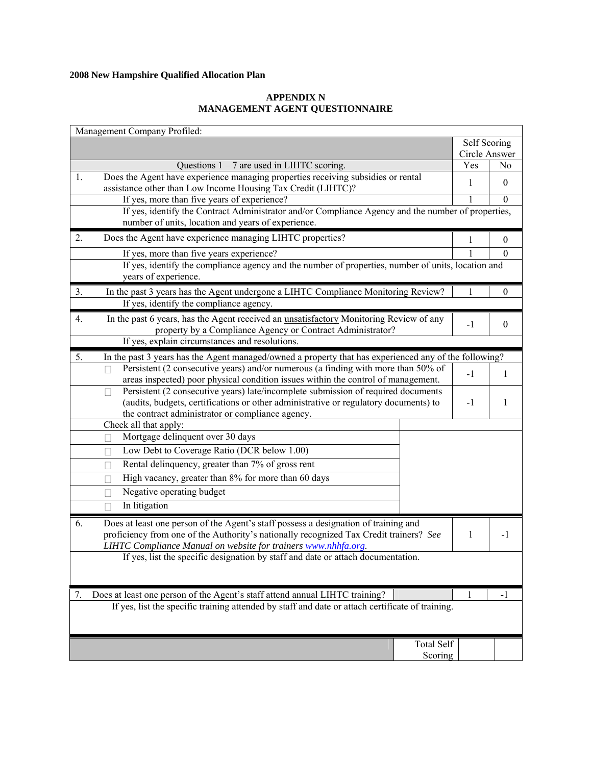**2008 New Hampshire Qualified Allocation Plan**

## APPENDIX N
## MANAGEMENT AGENT QUESTIONNAIRE

| Management Company Profiled: | | |
|---|---|---|
| | Self Scoring Circle Answer | |
| Questions 1 – 7 are used in LIHTC scoring. | Yes | No |
| 1. Does the Agent have experience managing properties receiving subsidies or rental assistance other than Low Income Housing Tax Credit (LIHTC)? | 1 | 0 |
| If yes, more than five years of experience? | 1 | 0 |
| If yes, identify the Contract Administrator and/or Compliance Agency and the number of properties, number of units, location and years of experience. | | |
| 2. Does the Agent have experience managing LIHTC properties? | 1 | 0 |
| If yes, more than five years experience? | 1 | 0 |
| If yes, identify the compliance agency and the number of properties, number of units, location and years of experience. | | |
| 3. In the past 3 years has the Agent undergone a LIHTC Compliance Monitoring Review? | 1 | 0 |
| If yes, identify the compliance agency. | | |
| 4. In the past 6 years, has the Agent received an <u>unsatisfactory</u> Monitoring Review of any property by a Compliance Agency or Contract Administrator? | -1 | 0 |
| If yes, explain circumstances and resolutions. | | |
| 5. In the past 3 years has the Agent managed/owned a property that has experienced any of the following? | | |
| ☐ Persistent (2 consecutive years) and/or numerous (a finding with more than 50% of areas inspected) poor physical condition issues within the control of management. | -1 | 1 |
| ☐ Persistent (2 consecutive years) late/incomplete submission of required documents (audits, budgets, certifications or other administrative or regulatory documents) to the contract administrator or compliance agency. | -1 | 1 |
| Check all that apply: | | |
| ☐ Mortgage delinquent over 30 days | | |
| ☐ Low Debt to Coverage Ratio (DCR below 1.00) | | |
| ☐ Rental delinquency, greater than 7% of gross rent | | |
| ☐ High vacancy, greater than 8% for more than 60 days | | |
| ☐ Negative operating budget | | |
| ☐ In litigation | | |
| 6. Does at least one person of the Agent's staff possess a designation of training and proficiency from one of the Authority's nationally recognized Tax Credit trainers? *See LIHTC Compliance Manual on website for trainers www.nhhfa.org.* | 1 | -1 |
| If yes, list the specific designation by staff and date or attach documentation. | | |
| 7. Does at least one person of the Agent's staff attend annual LIHTC training? | 1 | -1 |
| If yes, list the specific training attended by staff and date or attach certificate of training. | | |
| Total Self Scoring | | |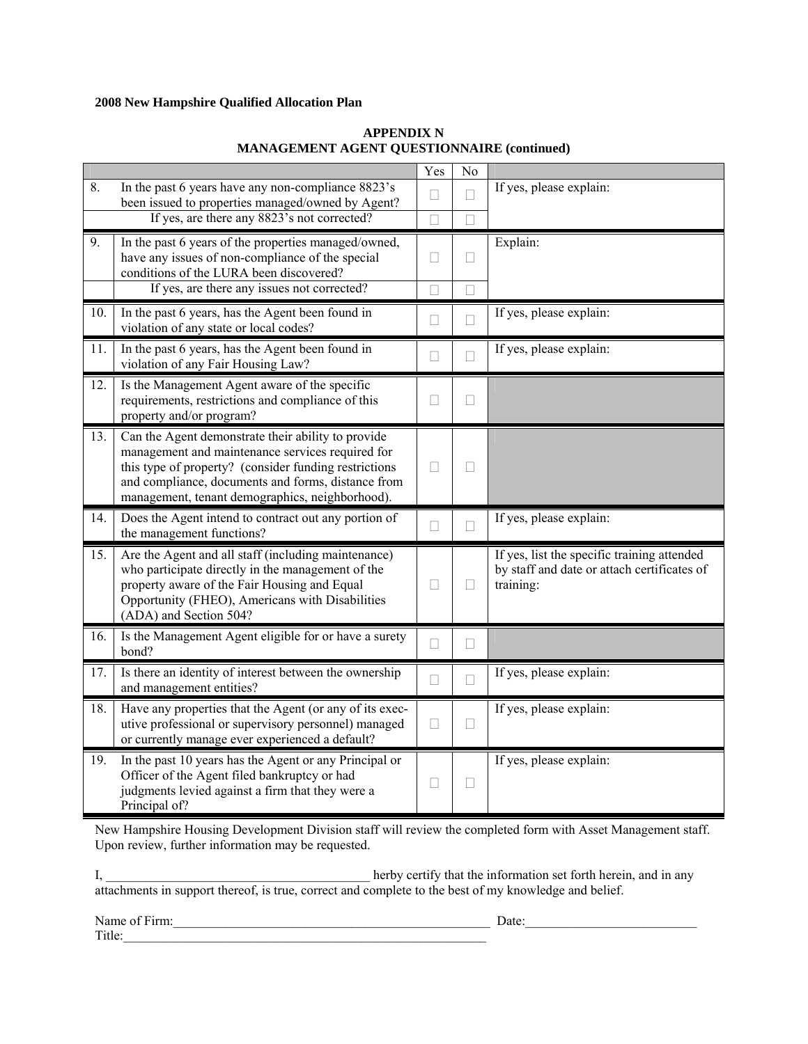**2008 New Hampshire Qualified Allocation Plan**

## APPENDIX N
## MANAGEMENT AGENT QUESTIONNAIRE (continued)

| | | Yes | No | |
|---|---|---|---|---|
| 8. | In the past 6 years have any non-compliance 8823's been issued to properties managed/owned by Agent? | ☐ | ☐ | If yes, please explain: |
| | If yes, are there any 8823's not corrected? | ☐ | ☐ | |
| 9. | In the past 6 years of the properties managed/owned, have any issues of non-compliance of the special conditions of the LURA been discovered? | ☐ | ☐ | Explain: |
| | If yes, are there any issues not corrected? | ☐ | ☐ | |
| 10. | In the past 6 years, has the Agent been found in violation of any state or local codes? | ☐ | ☐ | If yes, please explain: |
| 11. | In the past 6 years, has the Agent been found in violation of any Fair Housing Law? | ☐ | ☐ | If yes, please explain: |
| 12. | Is the Management Agent aware of the specific requirements, restrictions and compliance of this property and/or program? | ☐ | ☐ | |
| 13. | Can the Agent demonstrate their ability to provide management and maintenance services required for this type of property? (consider funding restrictions and compliance, documents and forms, distance from management, tenant demographics, neighborhood). | ☐ | ☐ | |
| 14. | Does the Agent intend to contract out any portion of the management functions? | ☐ | ☐ | If yes, please explain: |
| 15. | Are the Agent and all staff (including maintenance) who participate directly in the management of the property aware of the Fair Housing and Equal Opportunity (FHEO), Americans with Disabilities (ADA) and Section 504? | ☐ | ☐ | If yes, list the specific training attended by staff and date or attach certificates of training: |
| 16. | Is the Management Agent eligible for or have a surety bond? | ☐ | ☐ | |
| 17. | Is there an identity of interest between the ownership and management entities? | ☐ | ☐ | If yes, please explain: |
| 18. | Have any properties that the Agent (or any of its executive professional or supervisory personnel) managed or currently manage ever experienced a default? | ☐ | ☐ | If yes, please explain: |
| 19. | In the past 10 years has the Agent or any Principal or Officer of the Agent filed bankruptcy or had judgments levied against a firm that they were a Principal of? | ☐ | ☐ | If yes, please explain: |

New Hampshire Housing Development Division staff will review the completed form with Asset Management staff. Upon review, further information may be requested.

I, ________________________________________ herby certify that the information set forth herein, and in any attachments in support thereof, is true, correct and complete to the best of my knowledge and belief.

Name of Firm:__________________________________________________ Date:__________________________

Title:_________________________________________________________